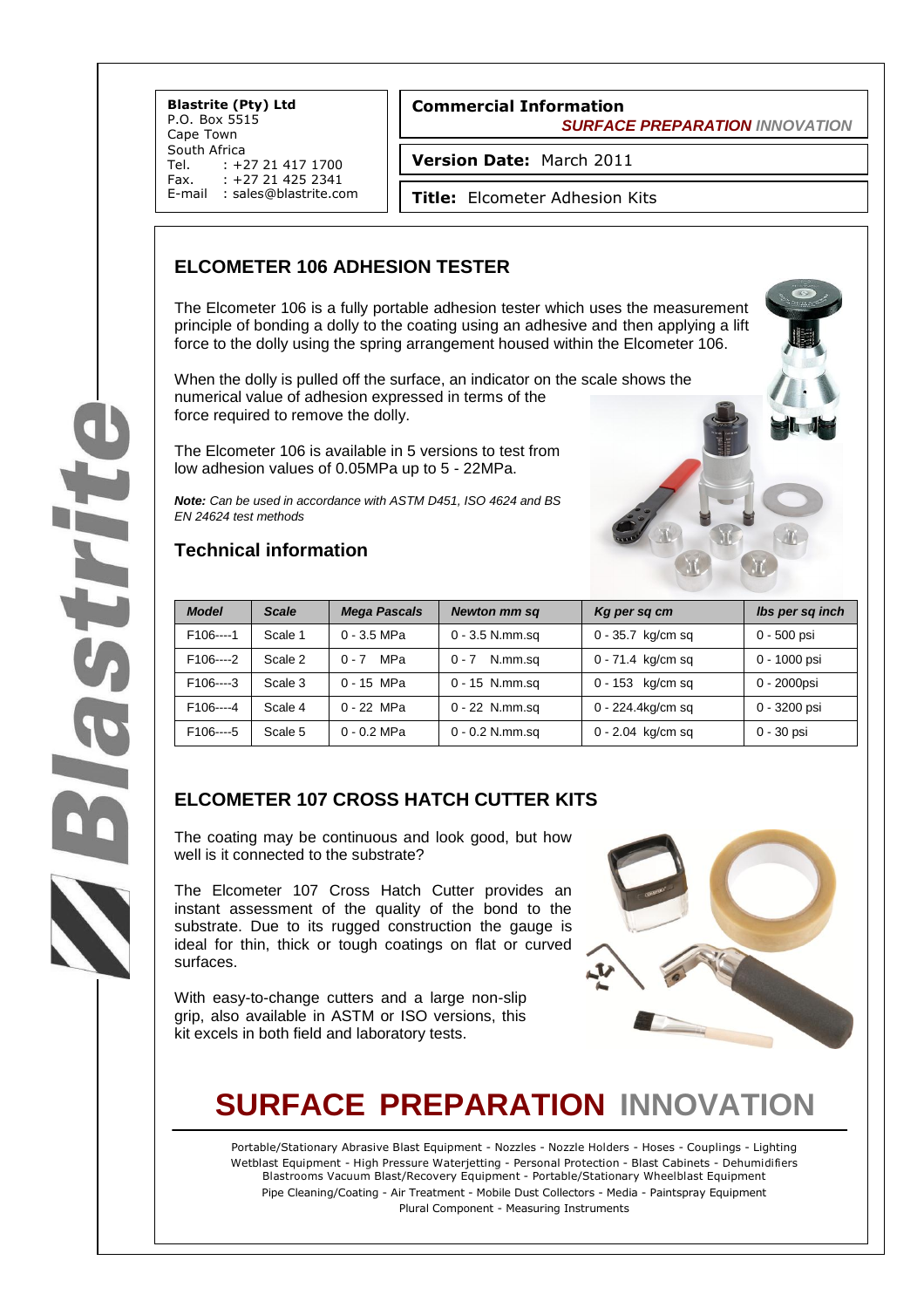**Blastrite (Pty) Ltd**
P.O. Box 5515
Cape Town
South Africa
Tel. : +27 21 417 1700
Fax. : +27 21 425 2341
E-mail : sales@blastrite.com

**Commercial Information**
***SURFACE PREPARATION*** *INNOVATION*

**Version Date:** March 2011

**Title:** Elcometer Adhesion Kits

## ELCOMETER 106 ADHESION TESTER

The Elcometer 106 is a fully portable adhesion tester which uses the measurement principle of bonding a dolly to the coating using an adhesive and then applying a lift force to the dolly using the spring arrangement housed within the Elcometer 106.

When the dolly is pulled off the surface, an indicator on the scale shows the numerical value of adhesion expressed in terms of the force required to remove the dolly.

The Elcometer 106 is available in 5 versions to test from low adhesion values of 0.05MPa up to 5 - 22MPa.

***Note:*** *Can be used in accordance with ASTM D451, ISO 4624 and BS EN 24624 test methods*

### Technical information

| *Model* | *Scale* | *Mega Pascals* | *Newton mm sq* | *Kg per sq cm* | *lbs per sq inch* |
|---|---|---|---|---|---|
| F106----1 | Scale 1 | 0 - 3.5 MPa | 0 - 3.5 N.mm.sq | 0 - 35.7 kg/cm sq | 0 - 500 psi |
| F106----2 | Scale 2 | 0 - 7 MPa | 0 - 7 N.mm.sq | 0 - 71.4 kg/cm sq | 0 - 1000 psi |
| F106----3 | Scale 3 | 0 - 15 MPa | 0 - 15 N.mm.sq | 0 - 153 kg/cm sq | 0 - 2000psi |
| F106----4 | Scale 4 | 0 - 22 MPa | 0 - 22 N.mm.sq | 0 - 224.4kg/cm sq | 0 - 3200 psi |
| F106----5 | Scale 5 | 0 - 0.2 MPa | 0 - 0.2 N.mm.sq | 0 - 2.04 kg/cm sq | 0 - 30 psi |

## ELCOMETER 107 CROSS HATCH CUTTER KITS

The coating may be continuous and look good, but how well is it connected to the substrate?

The Elcometer 107 Cross Hatch Cutter provides an instant assessment of the quality of the bond to the substrate. Due to its rugged construction the gauge is ideal for thin, thick or tough coatings on flat or curved surfaces.

With easy-to-change cutters and a large non-slip grip, also available in ASTM or ISO versions, this kit excels in both field and laboratory tests.

# SURFACE PREPARATION INNOVATION

Portable/Stationary Abrasive Blast Equipment - Nozzles - Nozzle Holders - Hoses - Couplings - Lighting
Wetblast Equipment - High Pressure Waterjetting - Personal Protection - Blast Cabinets - Dehumidifiers
Blastrooms Vacuum Blast/Recovery Equipment - Portable/Stationary Wheelblast Equipment
Pipe Cleaning/Coating - Air Treatment - Mobile Dust Collectors - Media - Paintspray Equipment
Plural Component - Measuring Instruments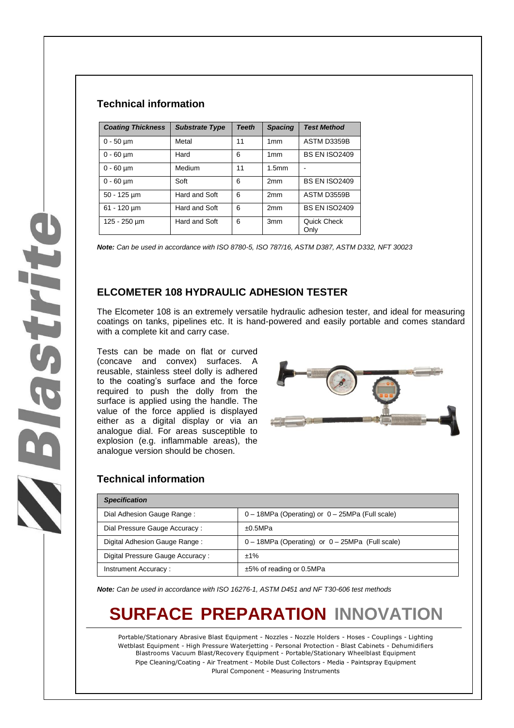## Technical information

| *Coating Thickness* | *Substrate Type* | *Teeth* | *Spacing* | *Test Method* |
|---|---|---|---|---|
| 0 - 50 µm | Metal | 11 | 1mm | ASTM D3359B |
| 0 - 60 µm | Hard | 6 | 1mm | BS EN ISO2409 |
| 0 - 60 µm | Medium | 11 | 1.5mm | - |
| 0 - 60 µm | Soft | 6 | 2mm | BS EN ISO2409 |
| 50 - 125 µm | Hard and Soft | 6 | 2mm | ASTM D3559B |
| 61 - 120 µm | Hard and Soft | 6 | 2mm | BS EN ISO2409 |
| 125 - 250 µm | Hard and Soft | 6 | 3mm | Quick Check Only |

***Note:*** *Can be used in accordance with ISO 8780-5, ISO 787/16, ASTM D387, ASTM D332, NFT 30023*

## ELCOMETER 108 HYDRAULIC ADHESION TESTER

The Elcometer 108 is an extremely versatile hydraulic adhesion tester, and ideal for measuring coatings on tanks, pipelines etc. It is hand-powered and easily portable and comes standard with a complete kit and carry case.

Tests can be made on flat or curved (concave and convex) surfaces. A reusable, stainless steel dolly is adhered to the coating's surface and the force required to push the dolly from the surface is applied using the handle. The value of the force applied is displayed either as a digital display or via an analogue dial. For areas susceptible to explosion (e.g. inflammable areas), the analogue version should be chosen.

## Technical information

| *Specification* | |
|---|---|
| Dial Adhesion Gauge Range : | 0 – 18MPa (Operating) or 0 – 25MPa (Full scale) |
| Dial Pressure Gauge Accuracy : | ±0.5MPa |
| Digital Adhesion Gauge Range : | 0 – 18MPa (Operating) or 0 – 25MPa (Full scale) |
| Digital Pressure Gauge Accuracy : | ±1% |
| Instrument Accuracy : | ±5% of reading or 0.5MPa |

***Note:*** *Can be used in accordance with ISO 16276-1, ASTM D451 and NF T30-606 test methods*

# SURFACE PREPARATION INNOVATION

Portable/Stationary Abrasive Blast Equipment - Nozzles - Nozzle Holders - Hoses - Couplings - Lighting
Wetblast Equipment - High Pressure Waterjetting - Personal Protection - Blast Cabinets - Dehumidifiers
Blastrooms Vacuum Blast/Recovery Equipment - Portable/Stationary Wheelblast Equipment
Pipe Cleaning/Coating - Air Treatment - Mobile Dust Collectors - Media - Paintspray Equipment
Plural Component - Measuring Instruments